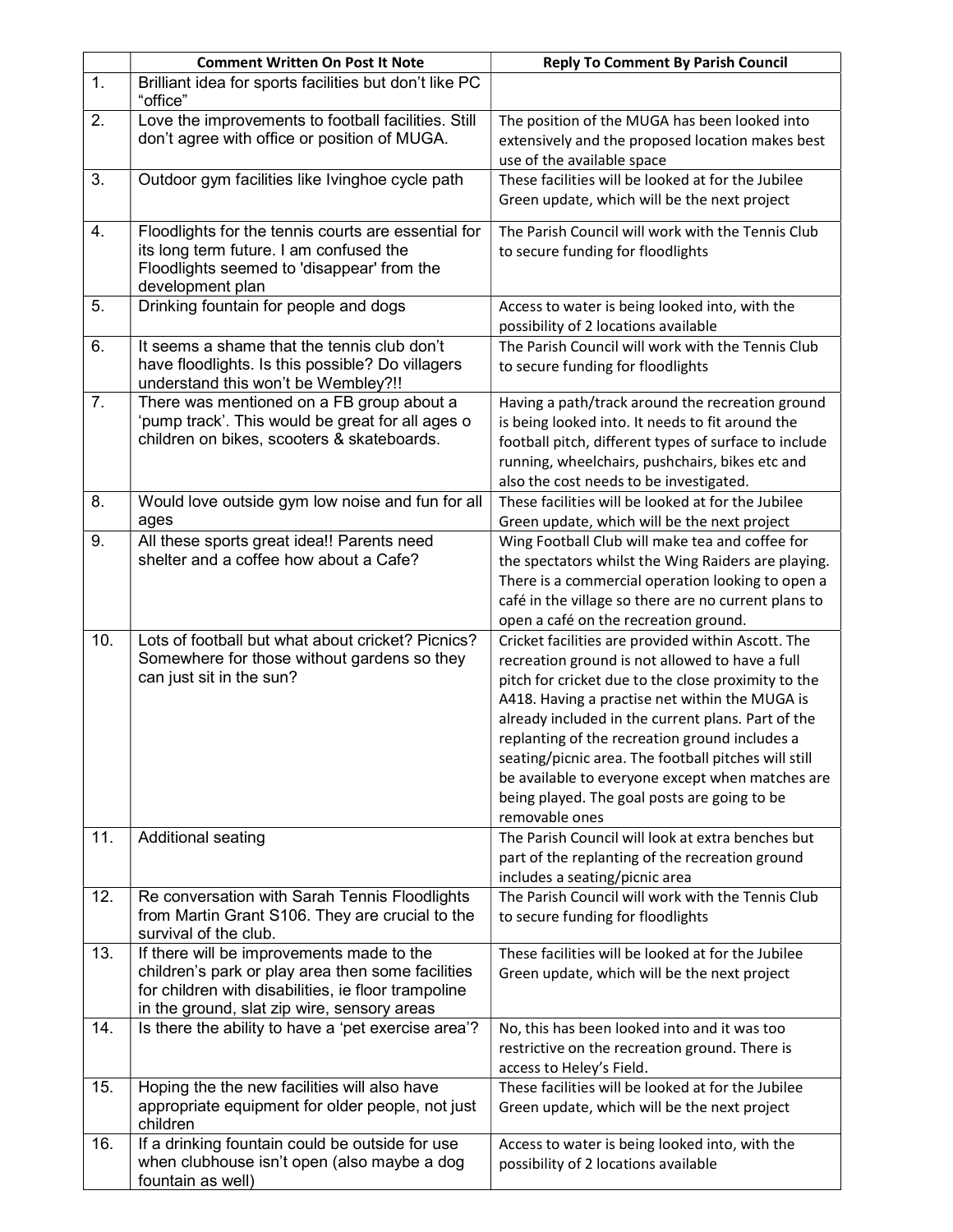| | Comment Written On Post It Note | Reply To Comment By Parish Council |
|---|---|---|
| 1. | Brilliant idea for sports facilities but don't like PC "office" | |
| 2. | Love the improvements to football facilities. Still don't agree with office or position of MUGA. | The position of the MUGA has been looked into extensively and the proposed location makes best use of the available space |
| 3. | Outdoor gym facilities like Ivinghoe cycle path | These facilities will be looked at for the Jubilee Green update, which will be the next project |
| 4. | Floodlights for the tennis courts are essential for its long term future. I am confused the Floodlights seemed to 'disappear' from the development plan | The Parish Council will work with the Tennis Club to secure funding for floodlights |
| 5. | Drinking fountain for people and dogs | Access to water is being looked into, with the possibility of 2 locations available |
| 6. | It seems a shame that the tennis club don't have floodlights. Is this possible? Do villagers understand this won't be Wembley?!! | The Parish Council will work with the Tennis Club to secure funding for floodlights |
| 7. | There was mentioned on a FB group about a 'pump track'. This would be great for all ages o children on bikes, scooters & skateboards. | Having a path/track around the recreation ground is being looked into. It needs to fit around the football pitch, different types of surface to include running, wheelchairs, pushchairs, bikes etc and also the cost needs to be investigated. |
| 8. | Would love outside gym low noise and fun for all ages | These facilities will be looked at for the Jubilee Green update, which will be the next project |
| 9. | All these sports great idea!! Parents need shelter and a coffee how about a Cafe? | Wing Football Club will make tea and coffee for the spectators whilst the Wing Raiders are playing. There is a commercial operation looking to open a café in the village so there are no current plans to open a café on the recreation ground. |
| 10. | Lots of football but what about cricket? Picnics? Somewhere for those without gardens so they can just sit in the sun? | Cricket facilities are provided within Ascott. The recreation ground is not allowed to have a full pitch for cricket due to the close proximity to the A418. Having a practise net within the MUGA is already included in the current plans. Part of the replanting of the recreation ground includes a seating/picnic area. The football pitches will still be available to everyone except when matches are being played. The goal posts are going to be removable ones |
| 11. | Additional seating | The Parish Council will look at extra benches but part of the replanting of the recreation ground includes a seating/picnic area |
| 12. | Re conversation with Sarah Tennis Floodlights from Martin Grant S106. They are crucial to the survival of the club. | The Parish Council will work with the Tennis Club to secure funding for floodlights |
| 13. | If there will be improvements made to the children's park or play area then some facilities for children with disabilities, ie floor trampoline in the ground, slat zip wire, sensory areas | These facilities will be looked at for the Jubilee Green update, which will be the next project |
| 14. | Is there the ability to have a 'pet exercise area'? | No, this has been looked into and it was too restrictive on the recreation ground. There is access to Heley's Field. |
| 15. | Hoping the the new facilities will also have appropriate equipment for older people, not just children | These facilities will be looked at for the Jubilee Green update, which will be the next project |
| 16. | If a drinking fountain could be outside for use when clubhouse isn't open (also maybe a dog fountain as well) | Access to water is being looked into, with the possibility of 2 locations available |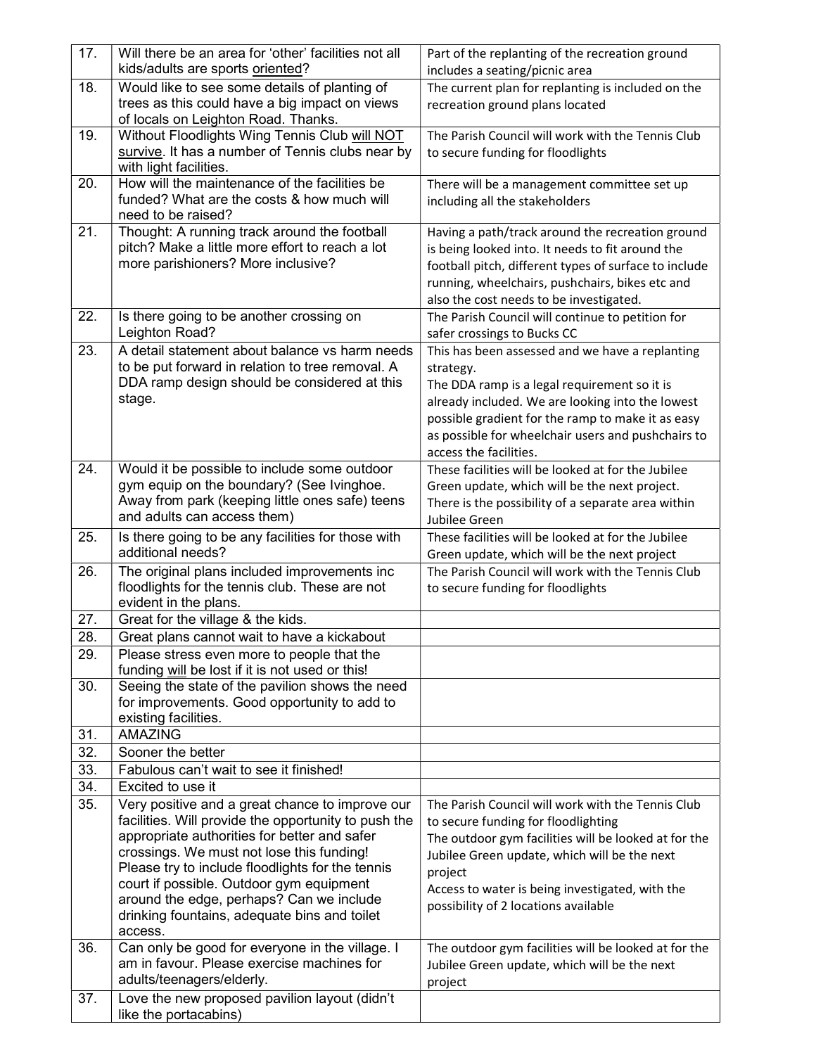| 17. | Will there be an area for 'other' facilities not all kids/adults are sports oriented? | Part of the replanting of the recreation ground includes a seating/picnic area |
|---|---|---|
| 18. | Would like to see some details of planting of trees as this could have a big impact on views of locals on Leighton Road. Thanks. | The current plan for replanting is included on the recreation ground plans located |
| 19. | Without Floodlights Wing Tennis Club will NOT survive. It has a number of Tennis clubs near by with light facilities. | The Parish Council will work with the Tennis Club to secure funding for floodlights |
| 20. | How will the maintenance of the facilities be funded? What are the costs & how much will need to be raised? | There will be a management committee set up including all the stakeholders |
| 21. | Thought: A running track around the football pitch? Make a little more effort to reach a lot more parishioners? More inclusive? | Having a path/track around the recreation ground is being looked into. It needs to fit around the football pitch, different types of surface to include running, wheelchairs, pushchairs, bikes etc and also the cost needs to be investigated. |
| 22. | Is there going to be another crossing on Leighton Road? | The Parish Council will continue to petition for safer crossings to Bucks CC |
| 23. | A detail statement about balance vs harm needs to be put forward in relation to tree removal. A DDA ramp design should be considered at this stage. | This has been assessed and we have a replanting strategy.<br>The DDA ramp is a legal requirement so it is already included. We are looking into the lowest possible gradient for the ramp to make it as easy as possible for wheelchair users and pushchairs to access the facilities. |
| 24. | Would it be possible to include some outdoor gym equip on the boundary? (See Ivinghoe. Away from park (keeping little ones safe) teens and adults can access them) | These facilities will be looked at for the Jubilee Green update, which will be the next project. There is the possibility of a separate area within Jubilee Green |
| 25. | Is there going to be any facilities for those with additional needs? | These facilities will be looked at for the Jubilee Green update, which will be the next project |
| 26. | The original plans included improvements inc floodlights for the tennis club. These are not evident in the plans. | The Parish Council will work with the Tennis Club to secure funding for floodlights |
| 27. | Great for the village & the kids. | |
| 28. | Great plans cannot wait to have a kickabout | |
| 29. | Please stress even more to people that the funding will be lost if it is not used or this! | |
| 30. | Seeing the state of the pavilion shows the need for improvements. Good opportunity to add to existing facilities. | |
| 31. | AMAZING | |
| 32. | Sooner the better | |
| 33. | Fabulous can't wait to see it finished! | |
| 34. | Excited to use it | |
| 35. | Very positive and a great chance to improve our facilities. Will provide the opportunity to push the appropriate authorities for better and safer crossings. We must not lose this funding! Please try to include floodlights for the tennis court if possible. Outdoor gym equipment around the edge, perhaps? Can we include drinking fountains, adequate bins and toilet access. | The Parish Council will work with the Tennis Club to secure funding for floodlighting<br>The outdoor gym facilities will be looked at for the Jubilee Green update, which will be the next project<br>Access to water is being investigated, with the possibility of 2 locations available |
| 36. | Can only be good for everyone in the village. I am in favour. Please exercise machines for adults/teenagers/elderly. | The outdoor gym facilities will be looked at for the Jubilee Green update, which will be the next project |
| 37. | Love the new proposed pavilion layout (didn't like the portacabins) | |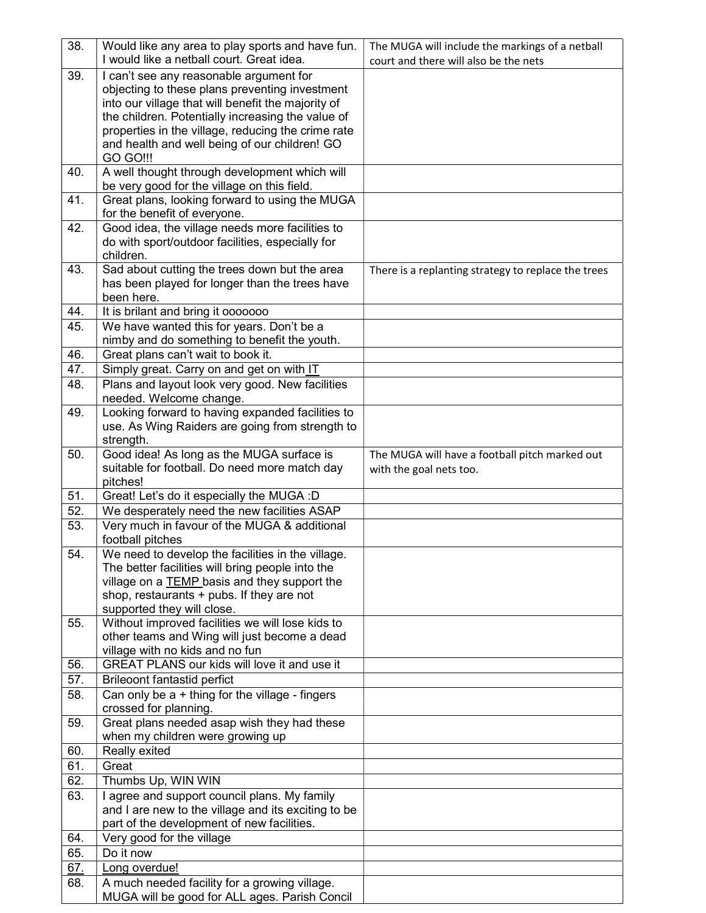| | | |
|---|---|---|
| 38. | Would like any area to play sports and have fun. I would like a netball court. Great idea. | The MUGA will include the markings of a netball court and there will also be the nets |
| 39. | I can't see any reasonable argument for objecting to these plans preventing investment into our village that will benefit the majority of the children. Potentially increasing the value of properties in the village, reducing the crime rate and health and well being of our children! GO GO GO!!! | |
| 40. | A well thought through development which will be very good for the village on this field. | |
| 41. | Great plans, looking forward to using the MUGA for the benefit of everyone. | |
| 42. | Good idea, the village needs more facilities to do with sport/outdoor facilities, especially for children. | |
| 43. | Sad about cutting the trees down but the area has been played for longer than the trees have been here. | There is a replanting strategy to replace the trees |
| 44. | It is brilant and bring it ooooooo | |
| 45. | We have wanted this for years. Don't be a nimby and do something to benefit the youth. | |
| 46. | Great plans can't wait to book it. | |
| 47. | Simply great. Carry on and get on with IT | |
| 48. | Plans and layout look very good. New facilities needed. Welcome change. | |
| 49. | Looking forward to having expanded facilities to use. As Wing Raiders are going from strength to strength. | |
| 50. | Good idea! As long as the MUGA surface is suitable for football. Do need more match day pitches! | The MUGA will have a football pitch marked out with the goal nets too. |
| 51. | Great! Let's do it especially the MUGA :D | |
| 52. | We desperately need the new facilities ASAP | |
| 53. | Very much in favour of the MUGA & additional football pitches | |
| 54. | We need to develop the facilities in the village. The better facilities will bring people into the village on a TEMP basis and they support the shop, restaurants + pubs. If they are not supported they will close. | |
| 55. | Without improved facilities we will lose kids to other teams and Wing will just become a dead village with no kids and no fun | |
| 56. | GREAT PLANS our kids will love it and use it | |
| 57. | Brileoont fantastid perfict | |
| 58. | Can only be a + thing for the village - fingers crossed for planning. | |
| 59. | Great plans needed asap wish they had these when my children were growing up | |
| 60. | Really exited | |
| 61. | Great | |
| 62. | Thumbs Up, WIN WIN | |
| 63. | I agree and support council plans. My family and I are new to the village and its exciting to be part of the development of new facilities. | |
| 64. | Very good for the village | |
| 65. | Do it now | |
| 67. | Long overdue! | |
| 68. | A much needed facility for a growing village. MUGA will be good for ALL ages. Parish Concil | |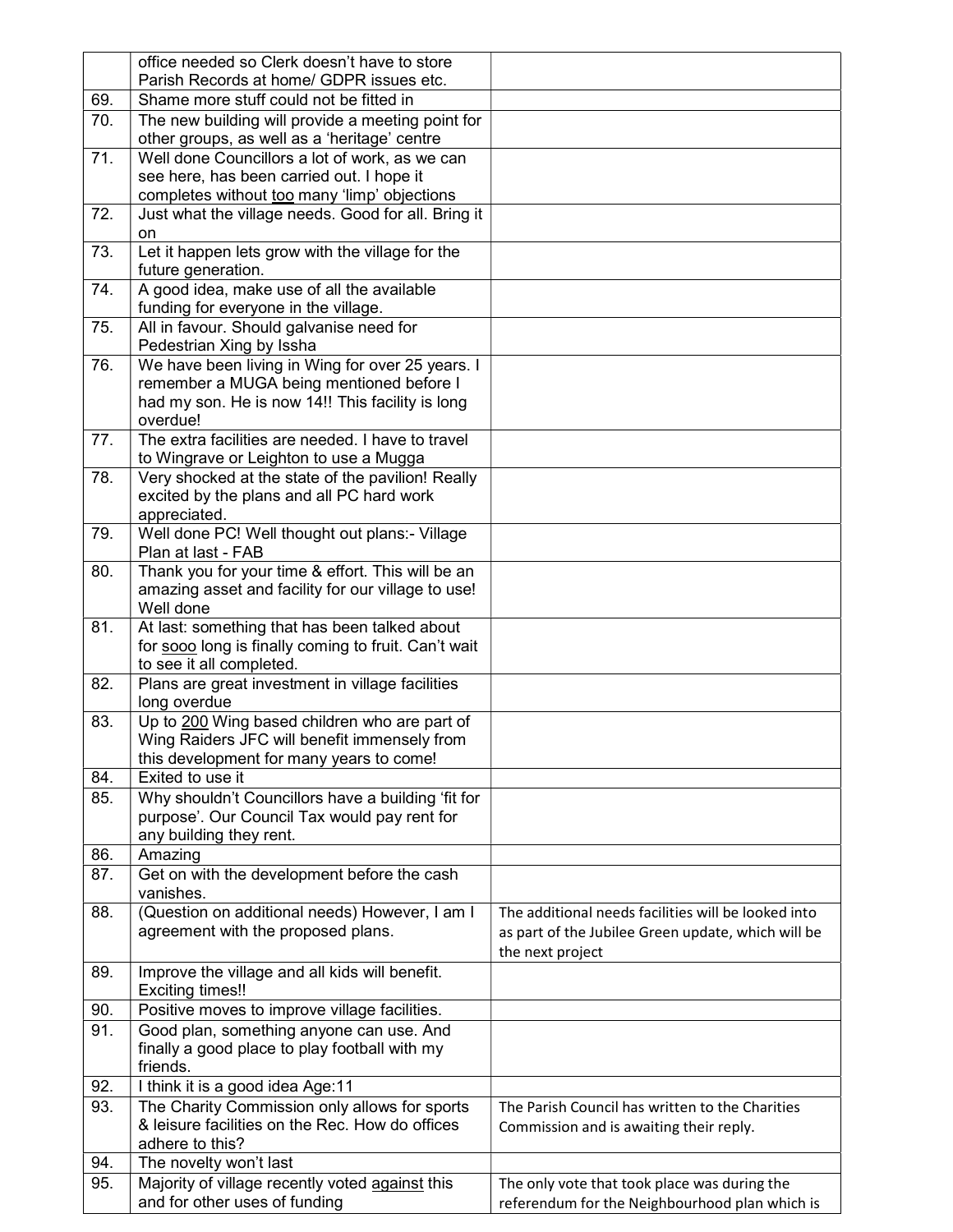| | | |
|---|---|---|
| | office needed so Clerk doesn't have to store Parish Records at home/ GDPR issues etc. | |
| 69. | Shame more stuff could not be fitted in | |
| 70. | The new building will provide a meeting point for other groups, as well as a 'heritage' centre | |
| 71. | Well done Councillors a lot of work, as we can see here, has been carried out. I hope it completes without too many 'limp' objections | |
| 72. | Just what the village needs. Good for all. Bring it on | |
| 73. | Let it happen lets grow with the village for the future generation. | |
| 74. | A good idea, make use of all the available funding for everyone in the village. | |
| 75. | All in favour. Should galvanise need for Pedestrian Xing by Issha | |
| 76. | We have been living in Wing for over 25 years. I remember a MUGA being mentioned before I had my son. He is now 14!! This facility is long overdue! | |
| 77. | The extra facilities are needed. I have to travel to Wingrave or Leighton to use a Mugga | |
| 78. | Very shocked at the state of the pavilion! Really excited by the plans and all PC hard work appreciated. | |
| 79. | Well done PC! Well thought out plans:- Village Plan at last - FAB | |
| 80. | Thank you for your time & effort. This will be an amazing asset and facility for our village to use! Well done | |
| 81. | At last: something that has been talked about for sooo long is finally coming to fruit. Can't wait to see it all completed. | |
| 82. | Plans are great investment in village facilities long overdue | |
| 83. | Up to 200 Wing based children who are part of Wing Raiders JFC will benefit immensely from this development for many years to come! | |
| 84. | Exited to use it | |
| 85. | Why shouldn't Councillors have a building 'fit for purpose'. Our Council Tax would pay rent for any building they rent. | |
| 86. | Amazing | |
| 87. | Get on with the development before the cash vanishes. | |
| 88. | (Question on additional needs) However, I am I agreement with the proposed plans. | The additional needs facilities will be looked into as part of the Jubilee Green update, which will be the next project |
| 89. | Improve the village and all kids will benefit. Exciting times!! | |
| 90. | Positive moves to improve village facilities. | |
| 91. | Good plan, something anyone can use. And finally a good place to play football with my friends. | |
| 92. | I think it is a good idea Age:11 | |
| 93. | The Charity Commission only allows for sports & leisure facilities on the Rec. How do offices adhere to this? | The Parish Council has written to the Charities Commission and is awaiting their reply. |
| 94. | The novelty won't last | |
| 95. | Majority of village recently voted against this and for other uses of funding | The only vote that took place was during the referendum for the Neighbourhood plan which is |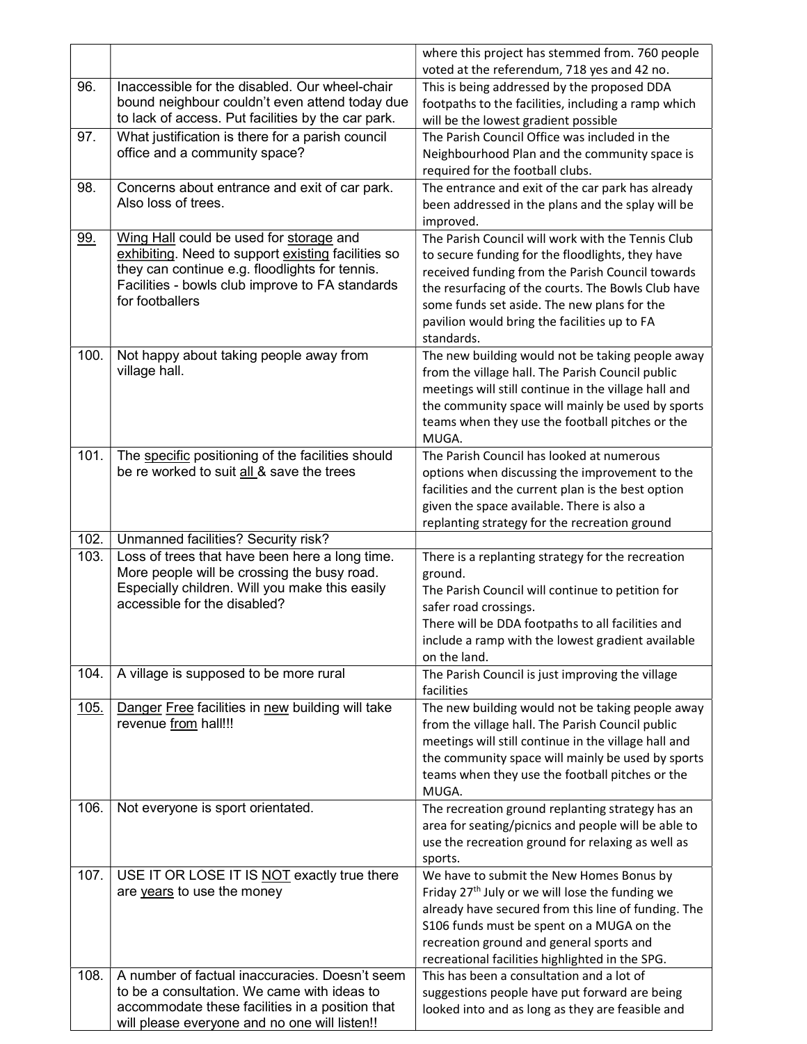| | | |
|---|---|---|
| | | where this project has stemmed from. 760 people voted at the referendum, 718 yes and 42 no. |
| 96. | Inaccessible for the disabled. Our wheel-chair bound neighbour couldn't even attend today due to lack of access. Put facilities by the car park. | This is being addressed by the proposed DDA footpaths to the facilities, including a ramp which will be the lowest gradient possible |
| 97. | What justification is there for a parish council office and a community space? | The Parish Council Office was included in the Neighbourhood Plan and the community space is required for the football clubs. |
| 98. | Concerns about entrance and exit of car park. Also loss of trees. | The entrance and exit of the car park has already been addressed in the plans and the splay will be improved. |
| 99. | Wing Hall could be used for storage and exhibiting. Need to support existing facilities so they can continue e.g. floodlights for tennis. Facilities - bowls club improve to FA standards for footballers | The Parish Council will work with the Tennis Club to secure funding for the floodlights, they have received funding from the Parish Council towards the resurfacing of the courts. The Bowls Club have some funds set aside. The new plans for the pavilion would bring the facilities up to FA standards. |
| 100. | Not happy about taking people away from village hall. | The new building would not be taking people away from the village hall. The Parish Council public meetings will still continue in the village hall and the community space will mainly be used by sports teams when they use the football pitches or the MUGA. |
| 101. | The specific positioning of the facilities should be re worked to suit all & save the trees | The Parish Council has looked at numerous options when discussing the improvement to the facilities and the current plan is the best option given the space available. There is also a replanting strategy for the recreation ground |
| 102. | Unmanned facilities? Security risk? | |
| 103. | Loss of trees that have been here a long time. More people will be crossing the busy road. Especially children. Will you make this easily accessible for the disabled? | There is a replanting strategy for the recreation ground.<br>The Parish Council will continue to petition for safer road crossings.<br>There will be DDA footpaths to all facilities and include a ramp with the lowest gradient available on the land. |
| 104. | A village is supposed to be more rural | The Parish Council is just improving the village facilities |
| 105. | Danger Free facilities in new building will take revenue from hall!!! | The new building would not be taking people away from the village hall. The Parish Council public meetings will still continue in the village hall and the community space will mainly be used by sports teams when they use the football pitches or the MUGA. |
| 106. | Not everyone is sport orientated. | The recreation ground replanting strategy has an area for seating/picnics and people will be able to use the recreation ground for relaxing as well as sports. |
| 107. | USE IT OR LOSE IT IS NOT exactly true there are years to use the money | We have to submit the New Homes Bonus by Friday 27th July or we will lose the funding we already have secured from this line of funding. The S106 funds must be spent on a MUGA on the recreation ground and general sports and recreational facilities highlighted in the SPG. |
| 108. | A number of factual inaccuracies. Doesn't seem to be a consultation. We came with ideas to accommodate these facilities in a position that will please everyone and no one will listen!! | This has been a consultation and a lot of suggestions people have put forward are being looked into and as long as they are feasible and |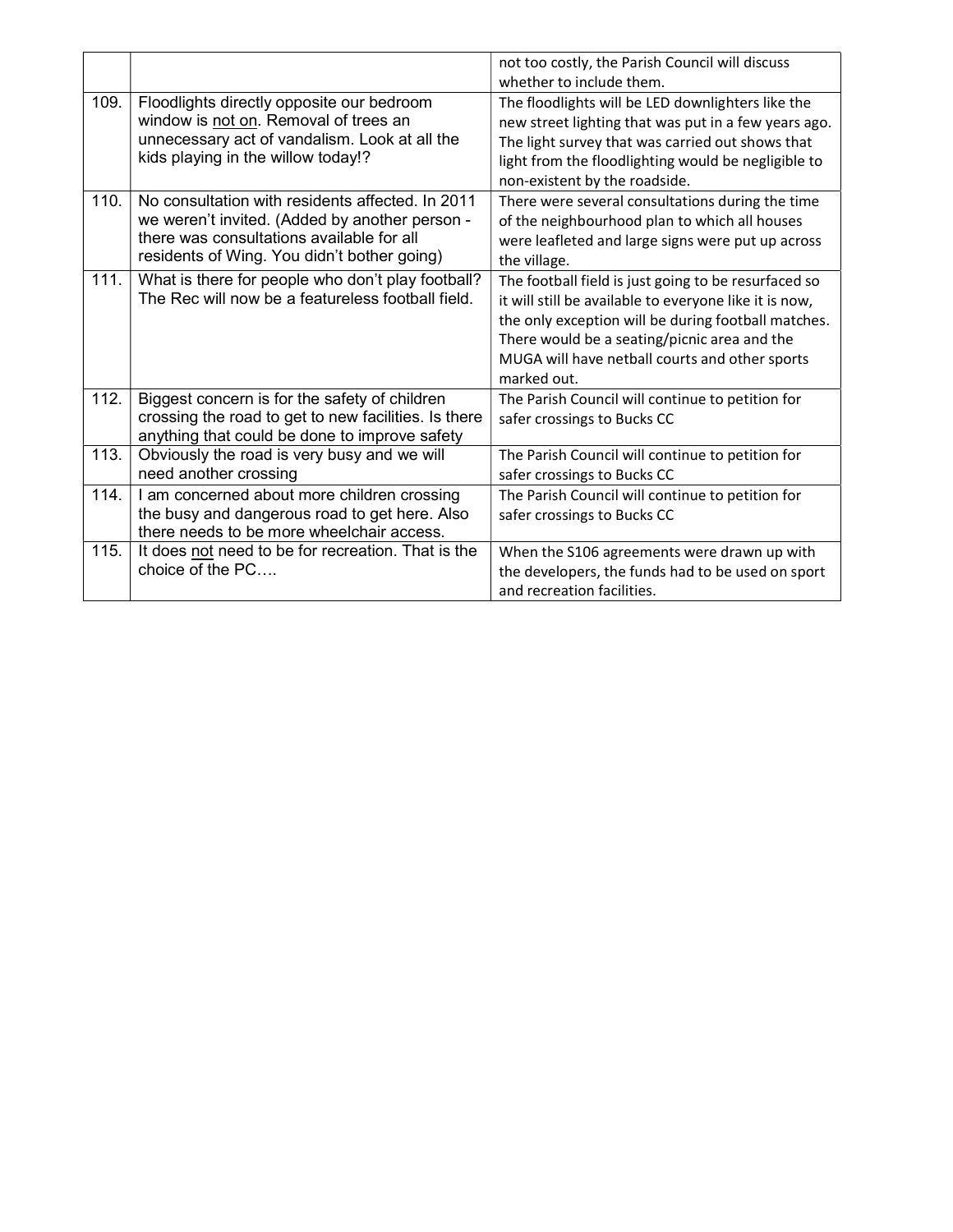| | | |
|---|---|---|
| | | not too costly, the Parish Council will discuss whether to include them. |
| 109. | Floodlights directly opposite our bedroom window is <u>not on</u>. Removal of trees an unnecessary act of vandalism. Look at all the kids playing in the willow today!? | The floodlights will be LED downlighters like the new street lighting that was put in a few years ago. The light survey that was carried out shows that light from the floodlighting would be negligible to non-existent by the roadside. |
| 110. | No consultation with residents affected. In 2011 we weren't invited. (Added by another person - there was consultations available for all residents of Wing. You didn't bother going) | There were several consultations during the time of the neighbourhood plan to which all houses were leafleted and large signs were put up across the village. |
| 111. | What is there for people who don't play football? The Rec will now be a featureless football field. | The football field is just going to be resurfaced so it will still be available to everyone like it is now, the only exception will be during football matches. There would be a seating/picnic area and the MUGA will have netball courts and other sports marked out. |
| 112. | Biggest concern is for the safety of children crossing the road to get to new facilities. Is there anything that could be done to improve safety | The Parish Council will continue to petition for safer crossings to Bucks CC |
| 113. | Obviously the road is very busy and we will need another crossing | The Parish Council will continue to petition for safer crossings to Bucks CC |
| 114. | I am concerned about more children crossing the busy and dangerous road to get here. Also there needs to be more wheelchair access. | The Parish Council will continue to petition for safer crossings to Bucks CC |
| 115. | It does <u>not</u> need to be for recreation. That is the choice of the PC…. | When the S106 agreements were drawn up with the developers, the funds had to be used on sport and recreation facilities. |